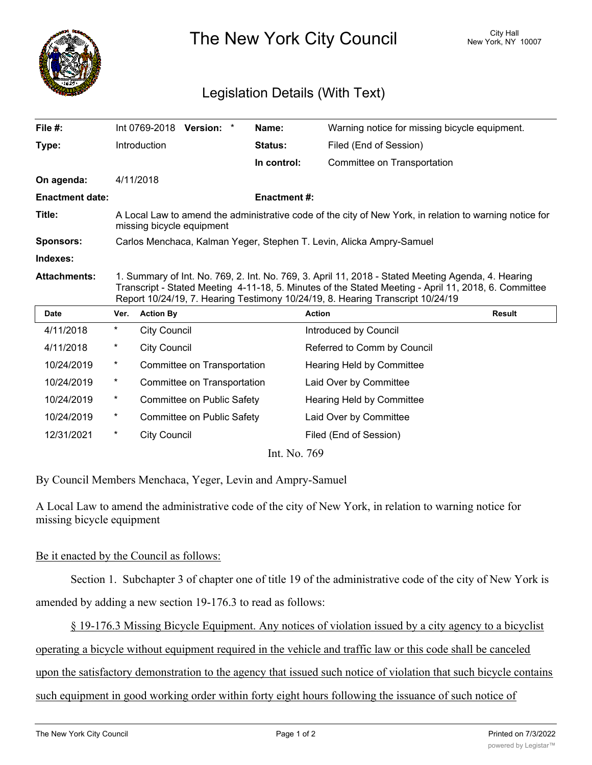# The New York City Council

City Hall
New York, NY 10007

## Legislation Details (With Text)

| | | | |
|---|---|---|---|
| **File #:** | Int 0769-2018 **Version:** * | **Name:** | Warning notice for missing bicycle equipment. |
| **Type:** | Introduction | **Status:** | Filed (End of Session) |
| | | **In control:** | Committee on Transportation |
| **On agenda:** | 4/11/2018 | | |
| **Enactment date:** | | **Enactment #:** | |
| **Title:** | A Local Law to amend the administrative code of the city of New York, in relation to warning notice for missing bicycle equipment | | |
| **Sponsors:** | Carlos Menchaca, Kalman Yeger, Stephen T. Levin, Alicka Ampry-Samuel | | |
| **Indexes:** | | | |
| **Attachments:** | 1. Summary of Int. No. 769, 2. Int. No. 769, 3. April 11, 2018 - Stated Meeting Agenda, 4. Hearing Transcript - Stated Meeting 4-11-18, 5. Minutes of the Stated Meeting - April 11, 2018, 6. Committee Report 10/24/19, 7. Hearing Testimony 10/24/19, 8. Hearing Transcript 10/24/19 | | |

| Date | Ver. | Action By | Action | Result |
|---|---|---|---|---|
| 4/11/2018 | * | City Council | Introduced by Council | |
| 4/11/2018 | * | City Council | Referred to Comm by Council | |
| 10/24/2019 | * | Committee on Transportation | Hearing Held by Committee | |
| 10/24/2019 | * | Committee on Transportation | Laid Over by Committee | |
| 10/24/2019 | * | Committee on Public Safety | Hearing Held by Committee | |
| 10/24/2019 | * | Committee on Public Safety | Laid Over by Committee | |
| 12/31/2021 | * | City Council | Filed (End of Session) | |

Int. No. 769

By Council Members Menchaca, Yeger, Levin and Ampry-Samuel

A Local Law to amend the administrative code of the city of New York, in relation to warning notice for missing bicycle equipment

Be it enacted by the Council as follows:

Section 1. Subchapter 3 of chapter one of title 19 of the administrative code of the city of New York is amended by adding a new section 19-176.3 to read as follows:

§ 19-176.3 Missing Bicycle Equipment. Any notices of violation issued by a city agency to a bicyclist operating a bicycle without equipment required in the vehicle and traffic law or this code shall be canceled upon the satisfactory demonstration to the agency that issued such notice of violation that such bicycle contains such equipment in good working order within forty eight hours following the issuance of such notice of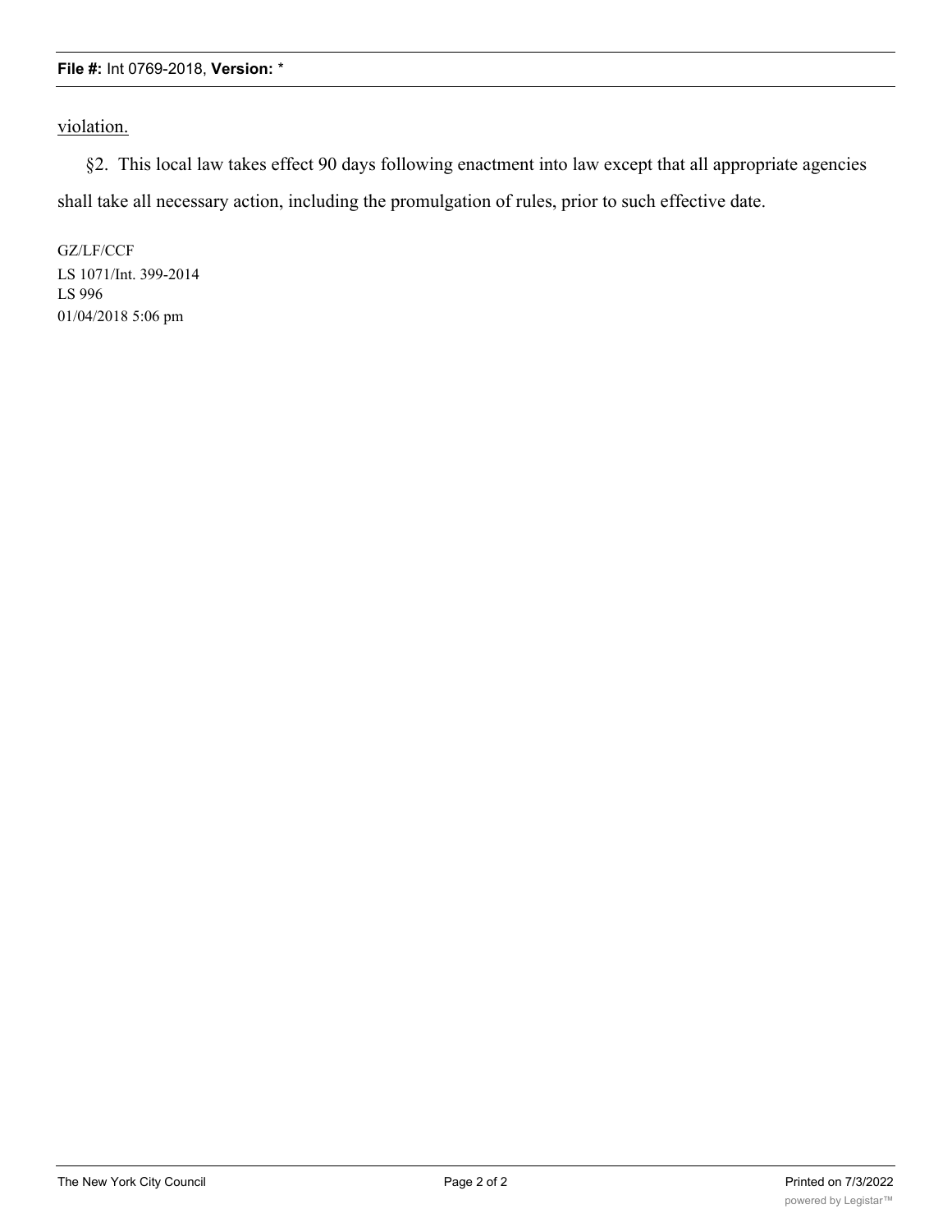violation.

§2. This local law takes effect 90 days following enactment into law except that all appropriate agencies shall take all necessary action, including the promulgation of rules, prior to such effective date.

GZ/LF/CCF
LS 1071/Int. 399-2014
LS 996
01/04/2018 5:06 pm